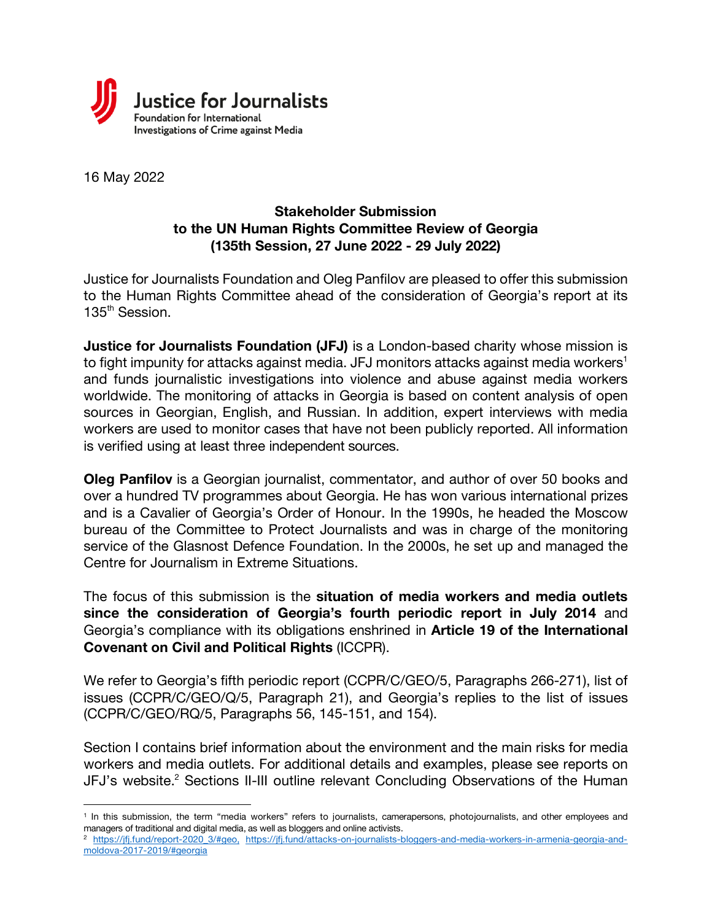Justice for Journalists
Foundation for International
Investigations of Crime against Media

16 May 2022

**Stakeholder Submission**
**to the UN Human Rights Committee Review of Georgia**
**(135th Session, 27 June 2022 - 29 July 2022)**

Justice for Journalists Foundation and Oleg Panfilov are pleased to offer this submission to the Human Rights Committee ahead of the consideration of Georgia's report at its 135th Session.

**Justice for Journalists Foundation (JFJ)** is a London-based charity whose mission is to fight impunity for attacks against media. JFJ monitors attacks against media workers[1] and funds journalistic investigations into violence and abuse against media workers worldwide. The monitoring of attacks in Georgia is based on content analysis of open sources in Georgian, English, and Russian. In addition, expert interviews with media workers are used to monitor cases that have not been publicly reported. All information is verified using at least three independent sources.

**Oleg Panfilov** is a Georgian journalist, commentator, and author of over 50 books and over a hundred TV programmes about Georgia. He has won various international prizes and is a Cavalier of Georgia's Order of Honour. In the 1990s, he headed the Moscow bureau of the Committee to Protect Journalists and was in charge of the monitoring service of the Glasnost Defence Foundation. In the 2000s, he set up and managed the Centre for Journalism in Extreme Situations.

The focus of this submission is the **situation of media workers and media outlets since the consideration of Georgia's fourth periodic report in July 2014** and Georgia's compliance with its obligations enshrined in **Article 19 of the International Covenant on Civil and Political Rights** (ICCPR).

We refer to Georgia's fifth periodic report (CCPR/C/GEO/5, Paragraphs 266-271), list of issues (CCPR/C/GEO/Q/5, Paragraph 21), and Georgia's replies to the list of issues (CCPR/C/GEO/RQ/5, Paragraphs 56, 145-151, and 154).

Section I contains brief information about the environment and the main risks for media workers and media outlets. For additional details and examples, please see reports on JFJ's website.[2] Sections II-III outline relevant Concluding Observations of the Human

---

[1] In this submission, the term "media workers" refers to journalists, camerapersons, photojournalists, and other employees and managers of traditional and digital media, as well as bloggers and online activists.

[2] https://jfj.fund/report-2020_3/#geo, https://jfj.fund/attacks-on-journalists-bloggers-and-media-workers-in-armenia-georgia-and-moldova-2017-2019/#georgia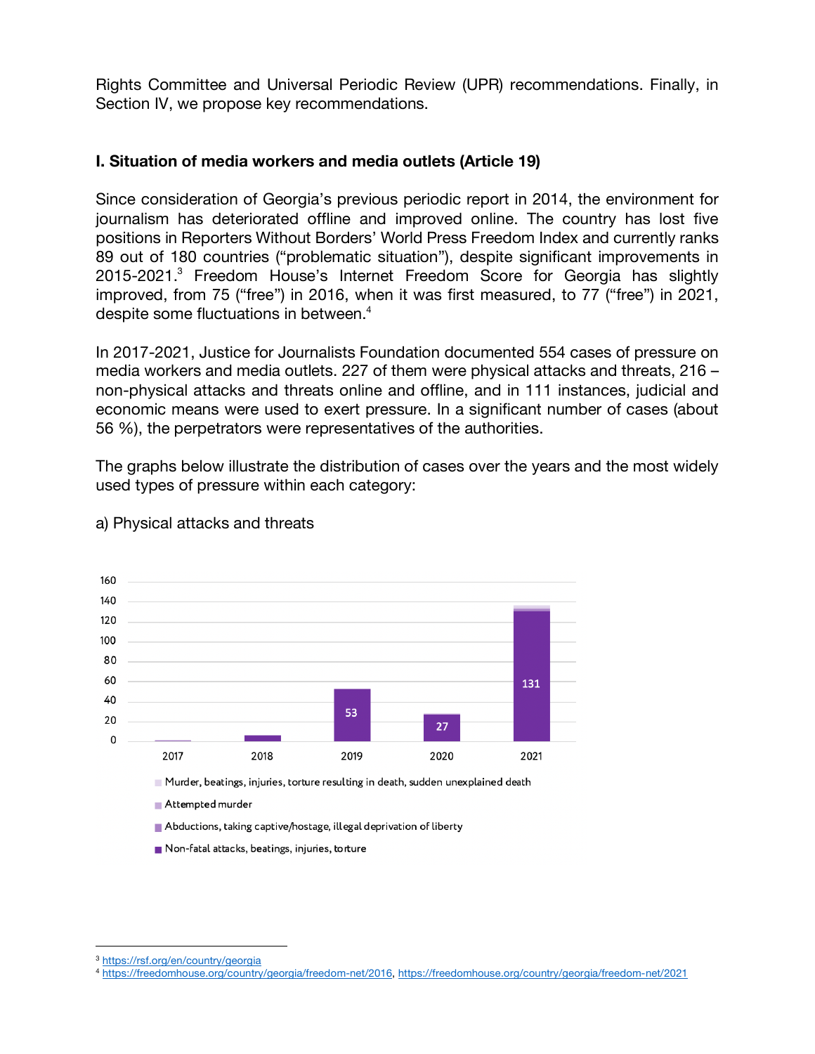Rights Committee and Universal Periodic Review (UPR) recommendations. Finally, in Section IV, we propose key recommendations.

## I. Situation of media workers and media outlets (Article 19)

Since consideration of Georgia's previous periodic report in 2014, the environment for journalism has deteriorated offline and improved online. The country has lost five positions in Reporters Without Borders' World Press Freedom Index and currently ranks 89 out of 180 countries ("problematic situation"), despite significant improvements in 2015-2021.[3] Freedom House's Internet Freedom Score for Georgia has slightly improved, from 75 ("free") in 2016, when it was first measured, to 77 ("free") in 2021, despite some fluctuations in between.[4]

In 2017-2021, Justice for Journalists Foundation documented 554 cases of pressure on media workers and media outlets. 227 of them were physical attacks and threats, 216 – non-physical attacks and threats online and offline, and in 111 instances, judicial and economic means were used to exert pressure. In a significant number of cases (about 56 %), the perpetrators were representatives of the authorities.

The graphs below illustrate the distribution of cases over the years and the most widely used types of pressure within each category:

a) Physical attacks and threats

| Year | Non-fatal attacks, beatings, injuries, torture |
|---|---|
| 2017 | |
| 2018 | |
| 2019 | 53 |
| 2020 | 27 |
| 2021 | 131 |

Legend:
- Murder, beatings, injuries, torture resulting in death, sudden unexplained death
- Attempted murder
- Abductions, taking captive/hostage, illegal deprivation of liberty
- Non-fatal attacks, beatings, injuries, torture

---

[3] https://rsf.org/en/country/georgia

[4] https://freedomhouse.org/country/georgia/freedom-net/2016, https://freedomhouse.org/country/georgia/freedom-net/2021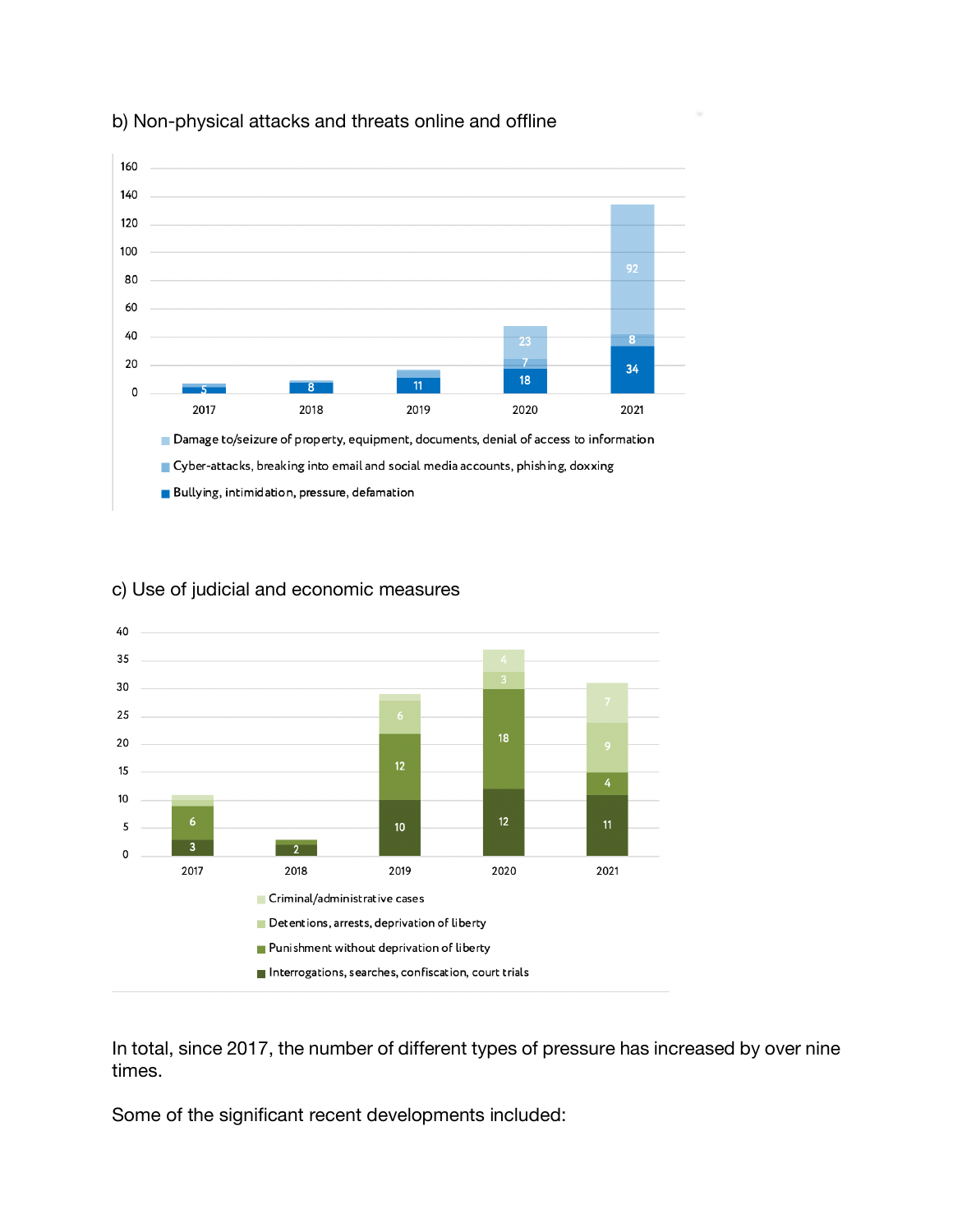b) Non-physical attacks and threats online and offline

c) Use of judicial and economic measures

In total, since 2017, the number of different types of pressure has increased by over nine times.

Some of the significant recent developments included: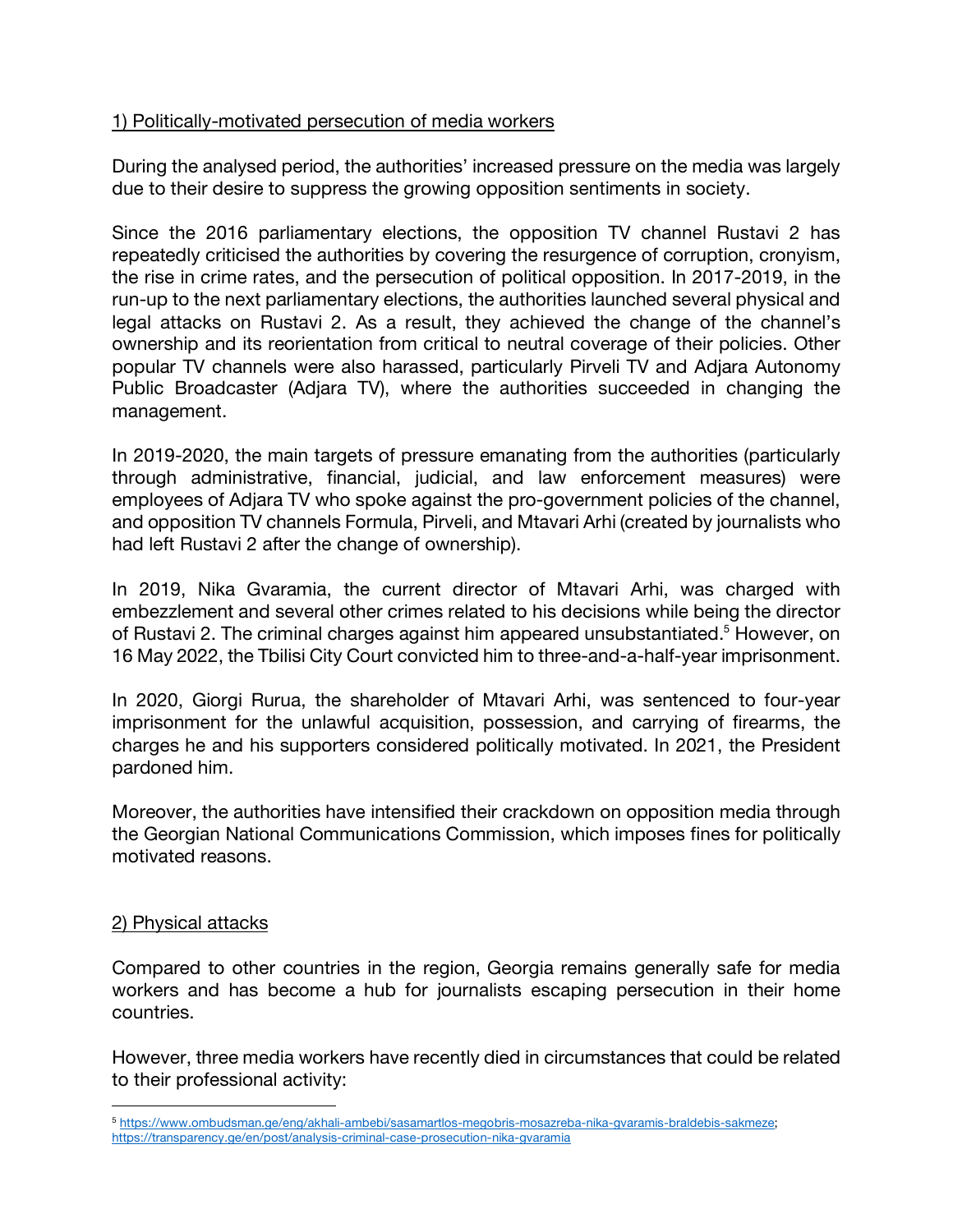1) Politically-motivated persecution of media workers

During the analysed period, the authorities' increased pressure on the media was largely due to their desire to suppress the growing opposition sentiments in society.

Since the 2016 parliamentary elections, the opposition TV channel Rustavi 2 has repeatedly criticised the authorities by covering the resurgence of corruption, cronyism, the rise in crime rates, and the persecution of political opposition. In 2017-2019, in the run-up to the next parliamentary elections, the authorities launched several physical and legal attacks on Rustavi 2. As a result, they achieved the change of the channel's ownership and its reorientation from critical to neutral coverage of their policies. Other popular TV channels were also harassed, particularly Pirveli TV and Adjara Autonomy Public Broadcaster (Adjara TV), where the authorities succeeded in changing the management.

In 2019-2020, the main targets of pressure emanating from the authorities (particularly through administrative, financial, judicial, and law enforcement measures) were employees of Adjara TV who spoke against the pro-government policies of the channel, and opposition TV channels Formula, Pirveli, and Mtavari Arhi (created by journalists who had left Rustavi 2 after the change of ownership).

In 2019, Nika Gvaramia, the current director of Mtavari Arhi, was charged with embezzlement and several other crimes related to his decisions while being the director of Rustavi 2. The criminal charges against him appeared unsubstantiated.[5] However, on 16 May 2022, the Tbilisi City Court convicted him to three-and-a-half-year imprisonment.

In 2020, Giorgi Rurua, the shareholder of Mtavari Arhi, was sentenced to four-year imprisonment for the unlawful acquisition, possession, and carrying of firearms, the charges he and his supporters considered politically motivated. In 2021, the President pardoned him.

Moreover, the authorities have intensified their crackdown on opposition media through the Georgian National Communications Commission, which imposes fines for politically motivated reasons.

2) Physical attacks

Compared to other countries in the region, Georgia remains generally safe for media workers and has become a hub for journalists escaping persecution in their home countries.

However, three media workers have recently died in circumstances that could be related to their professional activity:

---

[5] https://www.ombudsman.ge/eng/akhali-ambebi/sasamartlos-megobris-mosazreba-nika-gvaramis-braldebis-sakmeze; https://transparency.ge/en/post/analysis-criminal-case-prosecution-nika-gvaramia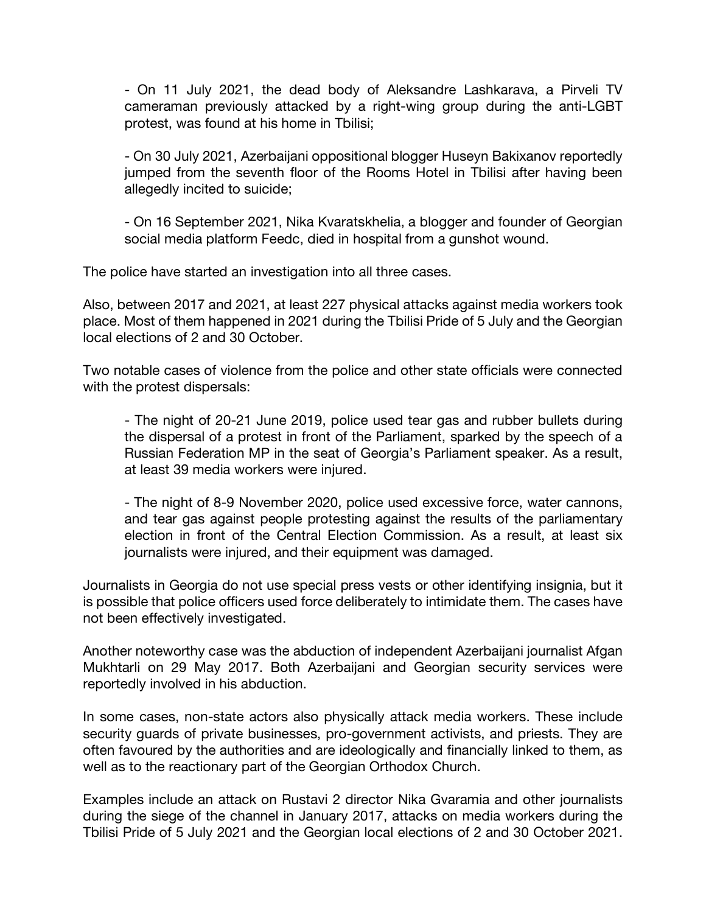- On 11 July 2021, the dead body of Aleksandre Lashkarava, a Pirveli TV cameraman previously attacked by a right-wing group during the anti-LGBT protest, was found at his home in Tbilisi;

- On 30 July 2021, Azerbaijani oppositional blogger Huseyn Bakixanov reportedly jumped from the seventh floor of the Rooms Hotel in Tbilisi after having been allegedly incited to suicide;

- On 16 September 2021, Nika Kvaratskhelia, a blogger and founder of Georgian social media platform Feedc, died in hospital from a gunshot wound.

The police have started an investigation into all three cases.

Also, between 2017 and 2021, at least 227 physical attacks against media workers took place. Most of them happened in 2021 during the Tbilisi Pride of 5 July and the Georgian local elections of 2 and 30 October.

Two notable cases of violence from the police and other state officials were connected with the protest dispersals:

- The night of 20-21 June 2019, police used tear gas and rubber bullets during the dispersal of a protest in front of the Parliament, sparked by the speech of a Russian Federation MP in the seat of Georgia's Parliament speaker. As a result, at least 39 media workers were injured.

- The night of 8-9 November 2020, police used excessive force, water cannons, and tear gas against people protesting against the results of the parliamentary election in front of the Central Election Commission. As a result, at least six journalists were injured, and their equipment was damaged.

Journalists in Georgia do not use special press vests or other identifying insignia, but it is possible that police officers used force deliberately to intimidate them. The cases have not been effectively investigated.

Another noteworthy case was the abduction of independent Azerbaijani journalist Afgan Mukhtarli on 29 May 2017. Both Azerbaijani and Georgian security services were reportedly involved in his abduction.

In some cases, non-state actors also physically attack media workers. These include security guards of private businesses, pro-government activists, and priests. They are often favoured by the authorities and are ideologically and financially linked to them, as well as to the reactionary part of the Georgian Orthodox Church.

Examples include an attack on Rustavi 2 director Nika Gvaramia and other journalists during the siege of the channel in January 2017, attacks on media workers during the Tbilisi Pride of 5 July 2021 and the Georgian local elections of 2 and 30 October 2021.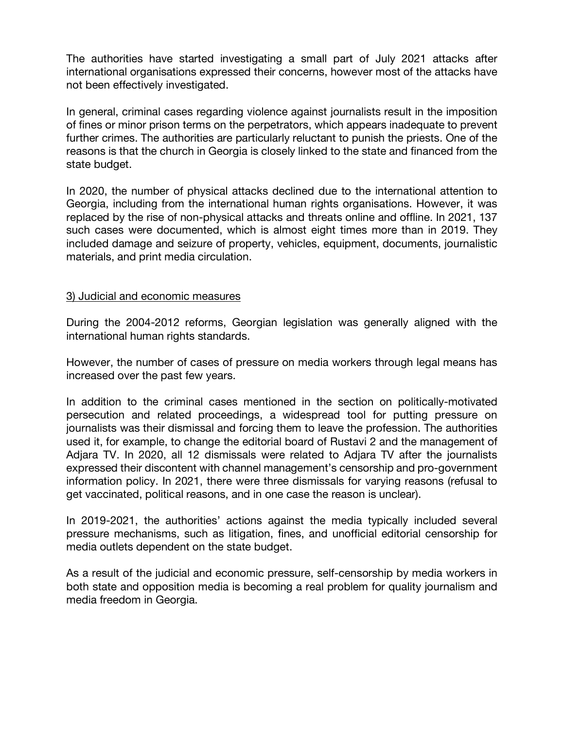The authorities have started investigating a small part of July 2021 attacks after international organisations expressed their concerns, however most of the attacks have not been effectively investigated.

In general, criminal cases regarding violence against journalists result in the imposition of fines or minor prison terms on the perpetrators, which appears inadequate to prevent further crimes. The authorities are particularly reluctant to punish the priests. One of the reasons is that the church in Georgia is closely linked to the state and financed from the state budget.

In 2020, the number of physical attacks declined due to the international attention to Georgia, including from the international human rights organisations. However, it was replaced by the rise of non-physical attacks and threats online and offline. In 2021, 137 such cases were documented, which is almost eight times more than in 2019. They included damage and seizure of property, vehicles, equipment, documents, journalistic materials, and print media circulation.

## 3) Judicial and economic measures

During the 2004-2012 reforms, Georgian legislation was generally aligned with the international human rights standards.

However, the number of cases of pressure on media workers through legal means has increased over the past few years.

In addition to the criminal cases mentioned in the section on politically-motivated persecution and related proceedings, a widespread tool for putting pressure on journalists was their dismissal and forcing them to leave the profession. The authorities used it, for example, to change the editorial board of Rustavi 2 and the management of Adjara TV. In 2020, all 12 dismissals were related to Adjara TV after the journalists expressed their discontent with channel management's censorship and pro-government information policy. In 2021, there were three dismissals for varying reasons (refusal to get vaccinated, political reasons, and in one case the reason is unclear).

In 2019-2021, the authorities' actions against the media typically included several pressure mechanisms, such as litigation, fines, and unofficial editorial censorship for media outlets dependent on the state budget.

As a result of the judicial and economic pressure, self-censorship by media workers in both state and opposition media is becoming a real problem for quality journalism and media freedom in Georgia.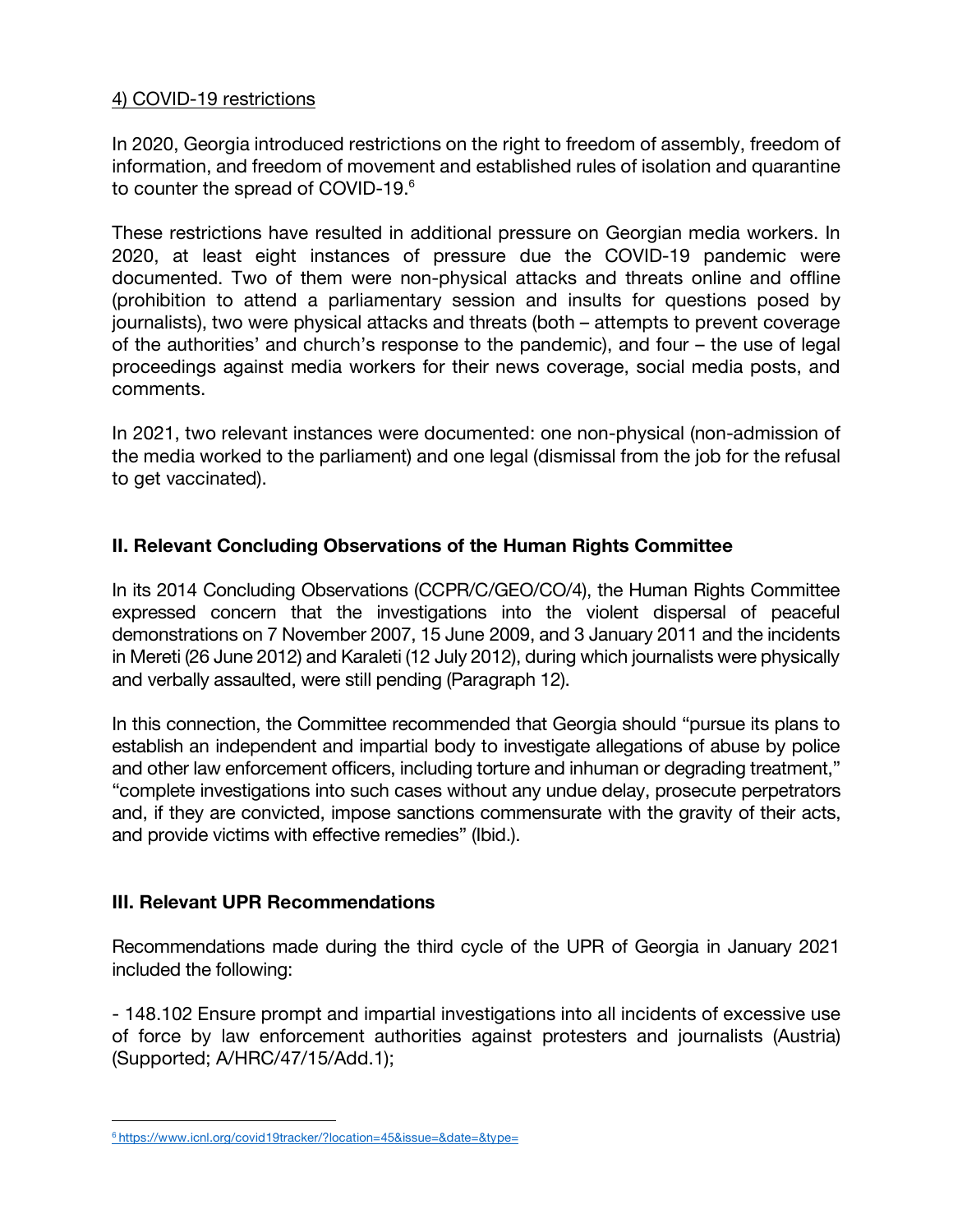4) COVID-19 restrictions

In 2020, Georgia introduced restrictions on the right to freedom of assembly, freedom of information, and freedom of movement and established rules of isolation and quarantine to counter the spread of COVID-19.[6]

These restrictions have resulted in additional pressure on Georgian media workers. In 2020, at least eight instances of pressure due the COVID-19 pandemic were documented. Two of them were non-physical attacks and threats online and offline (prohibition to attend a parliamentary session and insults for questions posed by journalists), two were physical attacks and threats (both – attempts to prevent coverage of the authorities' and church's response to the pandemic), and four – the use of legal proceedings against media workers for their news coverage, social media posts, and comments.

In 2021, two relevant instances were documented: one non-physical (non-admission of the media worked to the parliament) and one legal (dismissal from the job for the refusal to get vaccinated).

## II. Relevant Concluding Observations of the Human Rights Committee

In its 2014 Concluding Observations (CCPR/C/GEO/CO/4), the Human Rights Committee expressed concern that the investigations into the violent dispersal of peaceful demonstrations on 7 November 2007, 15 June 2009, and 3 January 2011 and the incidents in Mereti (26 June 2012) and Karaleti (12 July 2012), during which journalists were physically and verbally assaulted, were still pending (Paragraph 12).

In this connection, the Committee recommended that Georgia should "pursue its plans to establish an independent and impartial body to investigate allegations of abuse by police and other law enforcement officers, including torture and inhuman or degrading treatment," "complete investigations into such cases without any undue delay, prosecute perpetrators and, if they are convicted, impose sanctions commensurate with the gravity of their acts, and provide victims with effective remedies" (Ibid.).

## III. Relevant UPR Recommendations

Recommendations made during the third cycle of the UPR of Georgia in January 2021 included the following:

- 148.102 Ensure prompt and impartial investigations into all incidents of excessive use of force by law enforcement authorities against protesters and journalists (Austria) (Supported; A/HRC/47/15/Add.1);

---

[6] https://www.icnl.org/covid19tracker/?location=45&issue=&date=&type=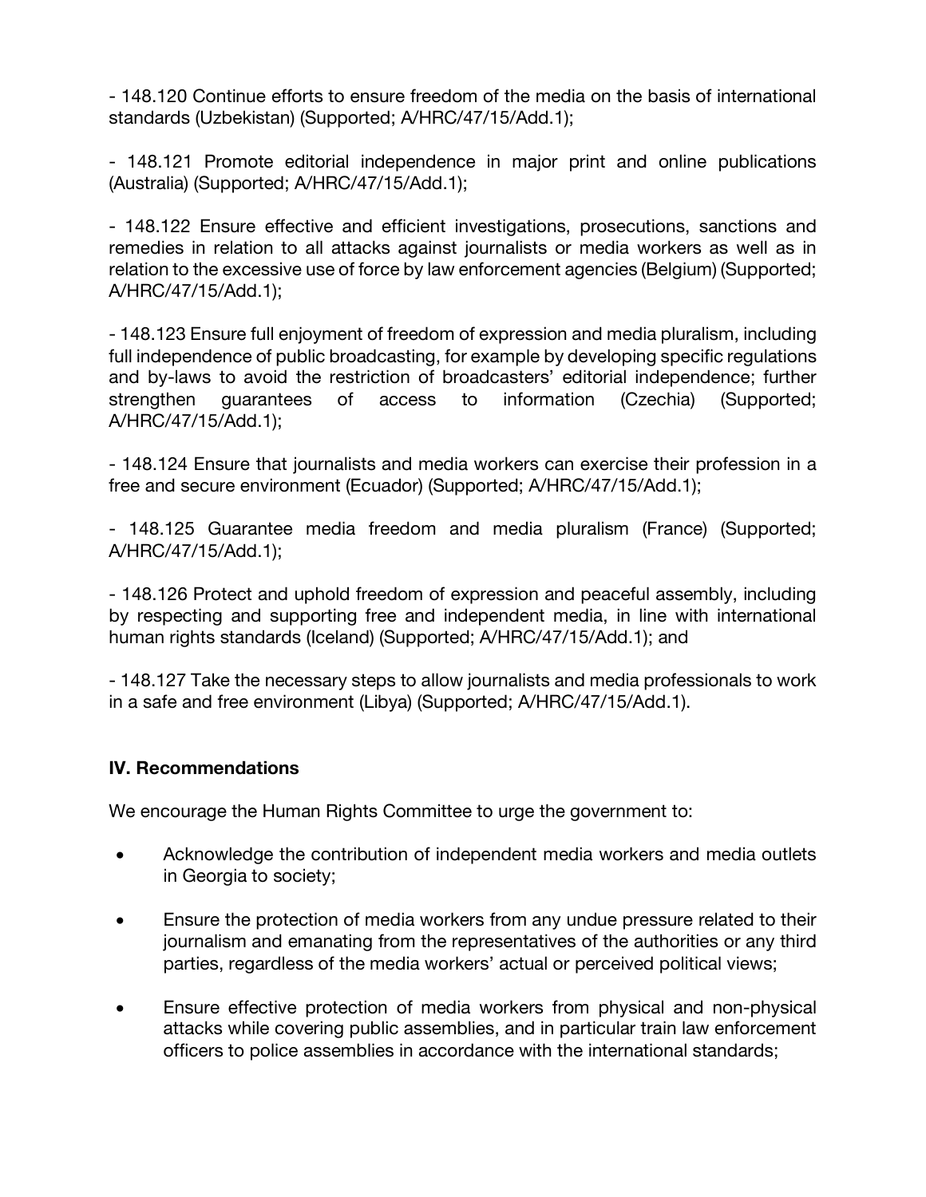- 148.120 Continue efforts to ensure freedom of the media on the basis of international standards (Uzbekistan) (Supported; A/HRC/47/15/Add.1);

- 148.121 Promote editorial independence in major print and online publications (Australia) (Supported; A/HRC/47/15/Add.1);

- 148.122 Ensure effective and efficient investigations, prosecutions, sanctions and remedies in relation to all attacks against journalists or media workers as well as in relation to the excessive use of force by law enforcement agencies (Belgium) (Supported; A/HRC/47/15/Add.1);

- 148.123 Ensure full enjoyment of freedom of expression and media pluralism, including full independence of public broadcasting, for example by developing specific regulations and by-laws to avoid the restriction of broadcasters' editorial independence; further strengthen guarantees of access to information (Czechia) (Supported; A/HRC/47/15/Add.1);

- 148.124 Ensure that journalists and media workers can exercise their profession in a free and secure environment (Ecuador) (Supported; A/HRC/47/15/Add.1);

- 148.125 Guarantee media freedom and media pluralism (France) (Supported; A/HRC/47/15/Add.1);

- 148.126 Protect and uphold freedom of expression and peaceful assembly, including by respecting and supporting free and independent media, in line with international human rights standards (Iceland) (Supported; A/HRC/47/15/Add.1); and

- 148.127 Take the necessary steps to allow journalists and media professionals to work in a safe and free environment (Libya) (Supported; A/HRC/47/15/Add.1).

### IV. Recommendations

We encourage the Human Rights Committee to urge the government to:

- Acknowledge the contribution of independent media workers and media outlets in Georgia to society;
- Ensure the protection of media workers from any undue pressure related to their journalism and emanating from the representatives of the authorities or any third parties, regardless of the media workers' actual or perceived political views;
- Ensure effective protection of media workers from physical and non-physical attacks while covering public assemblies, and in particular train law enforcement officers to police assemblies in accordance with the international standards;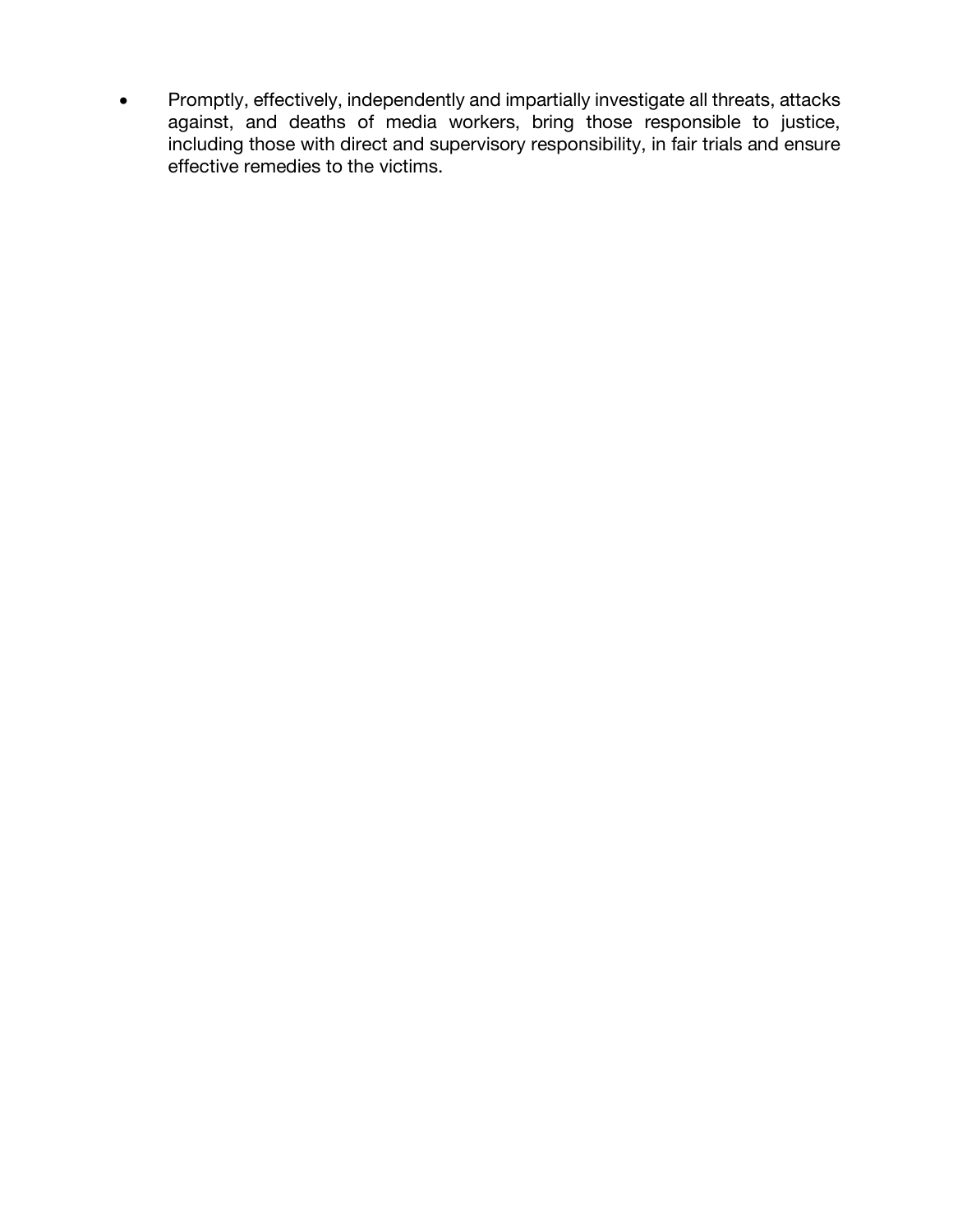- Promptly, effectively, independently and impartially investigate all threats, attacks against, and deaths of media workers, bring those responsible to justice, including those with direct and supervisory responsibility, in fair trials and ensure effective remedies to the victims.